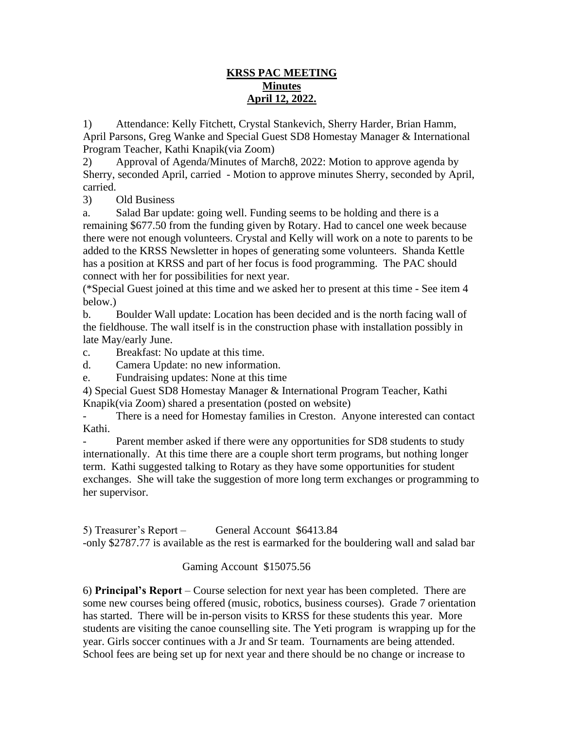# **KRSS PAC MEETING**
## **Minutes**
## **April 12, 2022.**

1) Attendance: Kelly Fitchett, Crystal Stankevich, Sherry Harder, Brian Hamm, April Parsons, Greg Wanke and Special Guest SD8 Homestay Manager & International Program Teacher, Kathi Knapik(via Zoom)

2) Approval of Agenda/Minutes of March8, 2022: Motion to approve agenda by Sherry, seconded April, carried - Motion to approve minutes Sherry, seconded by April, carried.

3) Old Business

a. Salad Bar update: going well. Funding seems to be holding and there is a remaining $677.50 from the funding given by Rotary. Had to cancel one week because there were not enough volunteers. Crystal and Kelly will work on a note to parents to be added to the KRSS Newsletter in hopes of generating some volunteers. Shanda Kettle has a position at KRSS and part of her focus is food programming. The PAC should connect with her for possibilities for next year.

(*Special Guest joined at this time and we asked her to present at this time - See item 4 below.)

b. Boulder Wall update: Location has been decided and is the north facing wall of the fieldhouse. The wall itself is in the construction phase with installation possibly in late May/early June.

c. Breakfast: No update at this time.

d. Camera Update: no new information.

e. Fundraising updates: None at this time

4) Special Guest SD8 Homestay Manager & International Program Teacher, Kathi Knapik(via Zoom) shared a presentation (posted on website)

- There is a need for Homestay families in Creston. Anyone interested can contact Kathi.
- Parent member asked if there were any opportunities for SD8 students to study internationally. At this time there are a couple short term programs, but nothing longer term. Kathi suggested talking to Rotary as they have some opportunities for student exchanges. She will take the suggestion of more long term exchanges or programming to her supervisor.

5) Treasurer's Report – General Account $6413.84

-only $2787.77 is available as the rest is earmarked for the bouldering wall and salad bar

Gaming Account $15075.56

6) **Principal's Report** – Course selection for next year has been completed. There are some new courses being offered (music, robotics, business courses). Grade 7 orientation has started. There will be in-person visits to KRSS for these students this year. More students are visiting the canoe counselling site. The Yeti program is wrapping up for the year. Girls soccer continues with a Jr and Sr team. Tournaments are being attended. School fees are being set up for next year and there should be no change or increase to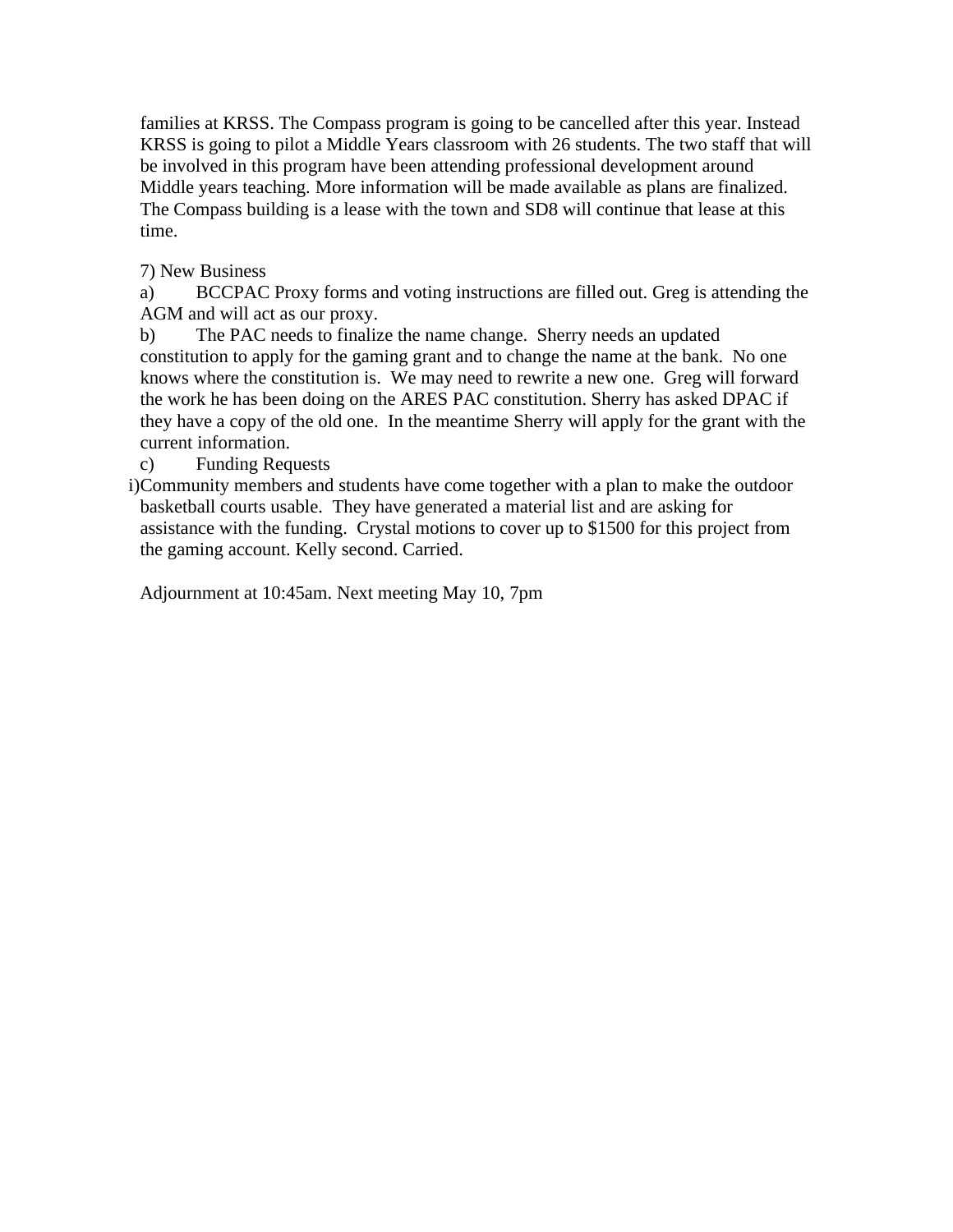families at KRSS. The Compass program is going to be cancelled after this year. Instead KRSS is going to pilot a Middle Years classroom with 26 students. The two staff that will be involved in this program have been attending professional development around Middle years teaching. More information will be made available as plans are finalized. The Compass building is a lease with the town and SD8 will continue that lease at this time.

7) New Business

a) BCCPAC Proxy forms and voting instructions are filled out. Greg is attending the AGM and will act as our proxy.

b) The PAC needs to finalize the name change. Sherry needs an updated constitution to apply for the gaming grant and to change the name at the bank. No one knows where the constitution is. We may need to rewrite a new one. Greg will forward the work he has been doing on the ARES PAC constitution. Sherry has asked DPAC if they have a copy of the old one. In the meantime Sherry will apply for the grant with the current information.

c) Funding Requests

i) Community members and students have come together with a plan to make the outdoor basketball courts usable. They have generated a material list and are asking for assistance with the funding. Crystal motions to cover up to $1500 for this project from the gaming account. Kelly second. Carried.

Adjournment at 10:45am. Next meeting May 10, 7pm